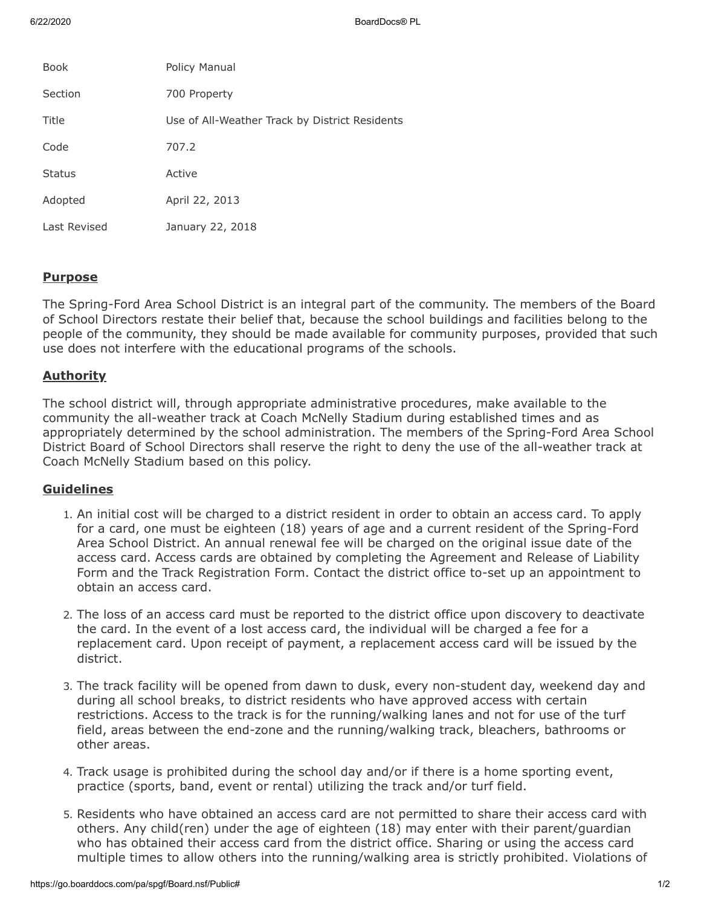| | |
|---|---|
| Book | Policy Manual |
| Section | 700 Property |
| Title | Use of All-Weather Track by District Residents |
| Code | 707.2 |
| Status | Active |
| Adopted | April 22, 2013 |
| Last Revised | January 22, 2018 |

## **Purpose**

The Spring-Ford Area School District is an integral part of the community. The members of the Board of School Directors restate their belief that, because the school buildings and facilities belong to the people of the community, they should be made available for community purposes, provided that such use does not interfere with the educational programs of the schools.

## **Authority**

The school district will, through appropriate administrative procedures, make available to the community the all-weather track at Coach McNelly Stadium during established times and as appropriately determined by the school administration. The members of the Spring-Ford Area School District Board of School Directors shall reserve the right to deny the use of the all-weather track at Coach McNelly Stadium based on this policy.

## **Guidelines**

1. An initial cost will be charged to a district resident in order to obtain an access card. To apply for a card, one must be eighteen (18) years of age and a current resident of the Spring-Ford Area School District. An annual renewal fee will be charged on the original issue date of the access card. Access cards are obtained by completing the Agreement and Release of Liability Form and the Track Registration Form. Contact the district office to-set up an appointment to obtain an access card.

2. The loss of an access card must be reported to the district office upon discovery to deactivate the card. In the event of a lost access card, the individual will be charged a fee for a replacement card. Upon receipt of payment, a replacement access card will be issued by the district.

3. The track facility will be opened from dawn to dusk, every non-student day, weekend day and during all school breaks, to district residents who have approved access with certain restrictions. Access to the track is for the running/walking lanes and not for use of the turf field, areas between the end-zone and the running/walking track, bleachers, bathrooms or other areas.

4. Track usage is prohibited during the school day and/or if there is a home sporting event, practice (sports, band, event or rental) utilizing the track and/or turf field.

5. Residents who have obtained an access card are not permitted to share their access card with others. Any child(ren) under the age of eighteen (18) may enter with their parent/guardian who has obtained their access card from the district office. Sharing or using the access card multiple times to allow others into the running/walking area is strictly prohibited. Violations of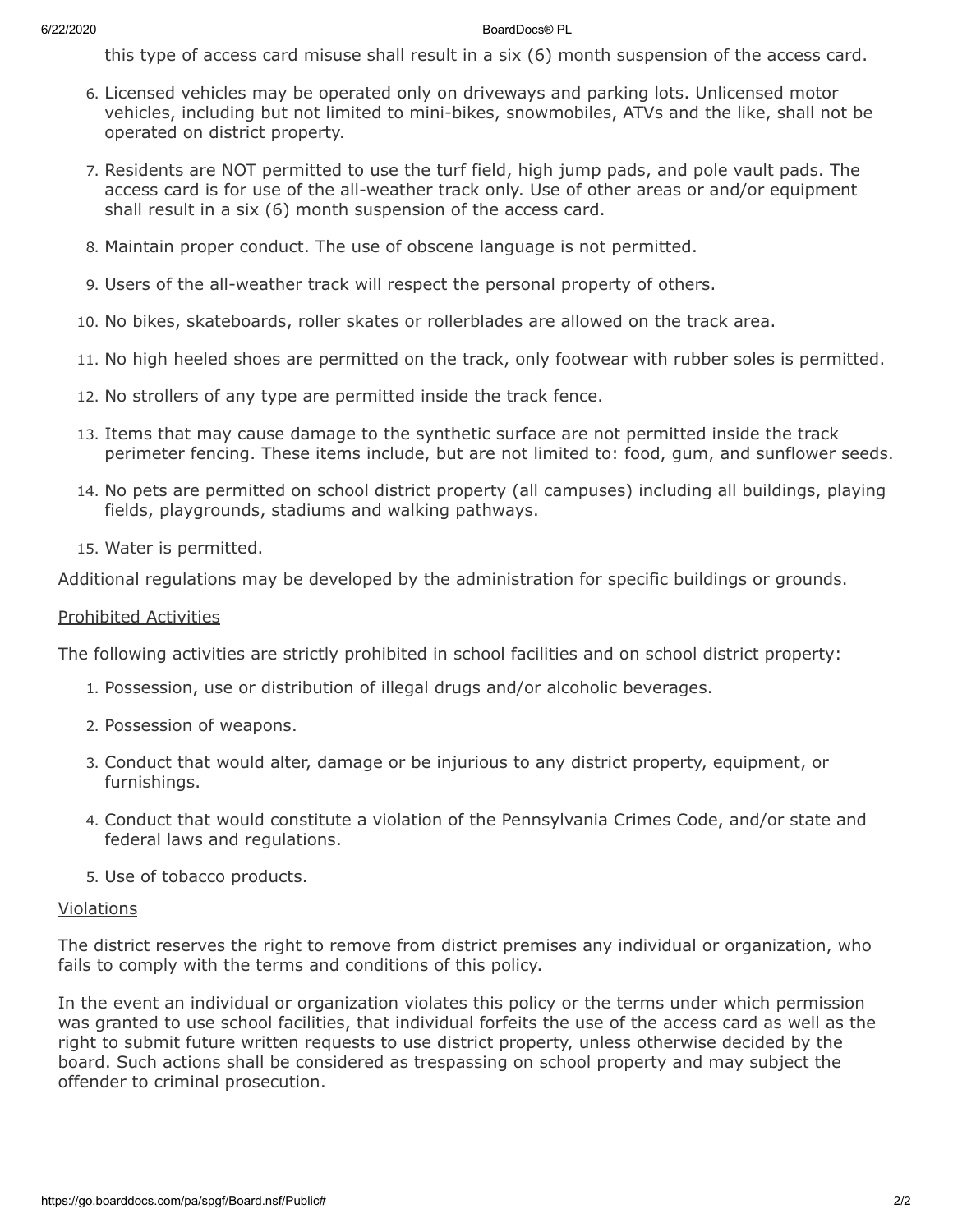this type of access card misuse shall result in a six (6) month suspension of the access card.

6. Licensed vehicles may be operated only on driveways and parking lots. Unlicensed motor vehicles, including but not limited to mini-bikes, snowmobiles, ATVs and the like, shall not be operated on district property.
7. Residents are NOT permitted to use the turf field, high jump pads, and pole vault pads. The access card is for use of the all-weather track only. Use of other areas or and/or equipment shall result in a six (6) month suspension of the access card.
8. Maintain proper conduct. The use of obscene language is not permitted.
9. Users of the all-weather track will respect the personal property of others.
10. No bikes, skateboards, roller skates or rollerblades are allowed on the track area.
11. No high heeled shoes are permitted on the track, only footwear with rubber soles is permitted.
12. No strollers of any type are permitted inside the track fence.
13. Items that may cause damage to the synthetic surface are not permitted inside the track perimeter fencing. These items include, but are not limited to: food, gum, and sunflower seeds.
14. No pets are permitted on school district property (all campuses) including all buildings, playing fields, playgrounds, stadiums and walking pathways.
15. Water is permitted.

Additional regulations may be developed by the administration for specific buildings or grounds.

<u>Prohibited Activities</u>

The following activities are strictly prohibited in school facilities and on school district property:

1. Possession, use or distribution of illegal drugs and/or alcoholic beverages.
2. Possession of weapons.
3. Conduct that would alter, damage or be injurious to any district property, equipment, or furnishings.
4. Conduct that would constitute a violation of the Pennsylvania Crimes Code, and/or state and federal laws and regulations.
5. Use of tobacco products.

<u>Violations</u>

The district reserves the right to remove from district premises any individual or organization, who fails to comply with the terms and conditions of this policy.

In the event an individual or organization violates this policy or the terms under which permission was granted to use school facilities, that individual forfeits the use of the access card as well as the right to submit future written requests to use district property, unless otherwise decided by the board. Such actions shall be considered as trespassing on school property and may subject the offender to criminal prosecution.